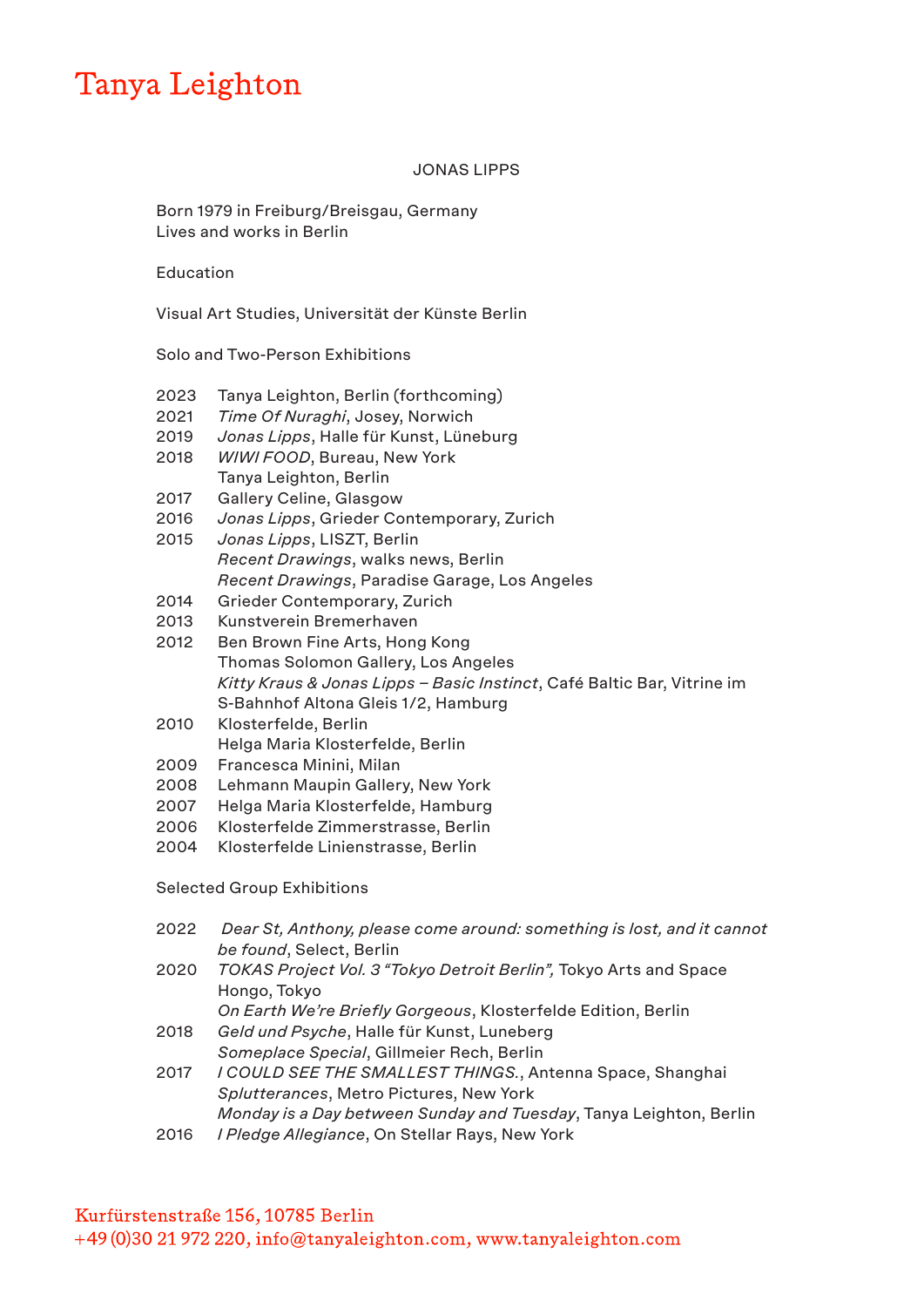# Tanya Leighton

## JONAS LIPPS

Born 1979 in Freiburg/Breisgau, Germany
Lives and works in Berlin

### Education

Visual Art Studies, Universität der Künste Berlin

### Solo and Two-Person Exhibitions

2023 Tanya Leighton, Berlin (forthcoming)
2021 *Time Of Nuraghi*, Josey, Norwich
2019 *Jonas Lipps*, Halle für Kunst, Lüneburg
2018 *WIWI FOOD*, Bureau, New York
Tanya Leighton, Berlin
2017 Gallery Celine, Glasgow
2016 *Jonas Lipps*, Grieder Contemporary, Zurich
2015 *Jonas Lipps*, LISZT, Berlin
*Recent Drawings*, walks news, Berlin
*Recent Drawings*, Paradise Garage, Los Angeles
2014 Grieder Contemporary, Zurich
2013 Kunstverein Bremerhaven
2012 Ben Brown Fine Arts, Hong Kong
Thomas Solomon Gallery, Los Angeles
*Kitty Kraus & Jonas Lipps – Basic Instinct*, Café Baltic Bar, Vitrine im S-Bahnhof Altona Gleis 1/2, Hamburg
2010 Klosterfelde, Berlin
Helga Maria Klosterfelde, Berlin
2009 Francesca Minini, Milan
2008 Lehmann Maupin Gallery, New York
2007 Helga Maria Klosterfelde, Hamburg
2006 Klosterfelde Zimmerstrasse, Berlin
2004 Klosterfelde Linienstrasse, Berlin

### Selected Group Exhibitions

2022 *Dear St, Anthony, please come around: something is lost, and it cannot be found*, Select, Berlin
2020 *TOKAS Project Vol. 3 "Tokyo Detroit Berlin",* Tokyo Arts and Space Hongo, Tokyo
*On Earth We're Briefly Gorgeous*, Klosterfelde Edition, Berlin
2018 *Geld und Psyche*, Halle für Kunst, Luneberg
*Someplace Special*, Gillmeier Rech, Berlin
2017 *I COULD SEE THE SMALLEST THINGS.*, Antenna Space, Shanghai
*Splutterances*, Metro Pictures, New York
*Monday is a Day between Sunday and Tuesday*, Tanya Leighton, Berlin
2016 *I Pledge Allegiance*, On Stellar Rays, New York

Kurfürstenstraße 156, 10785 Berlin
+49 (0)30 21 972 220, info@tanyaleighton.com, www.tanyaleighton.com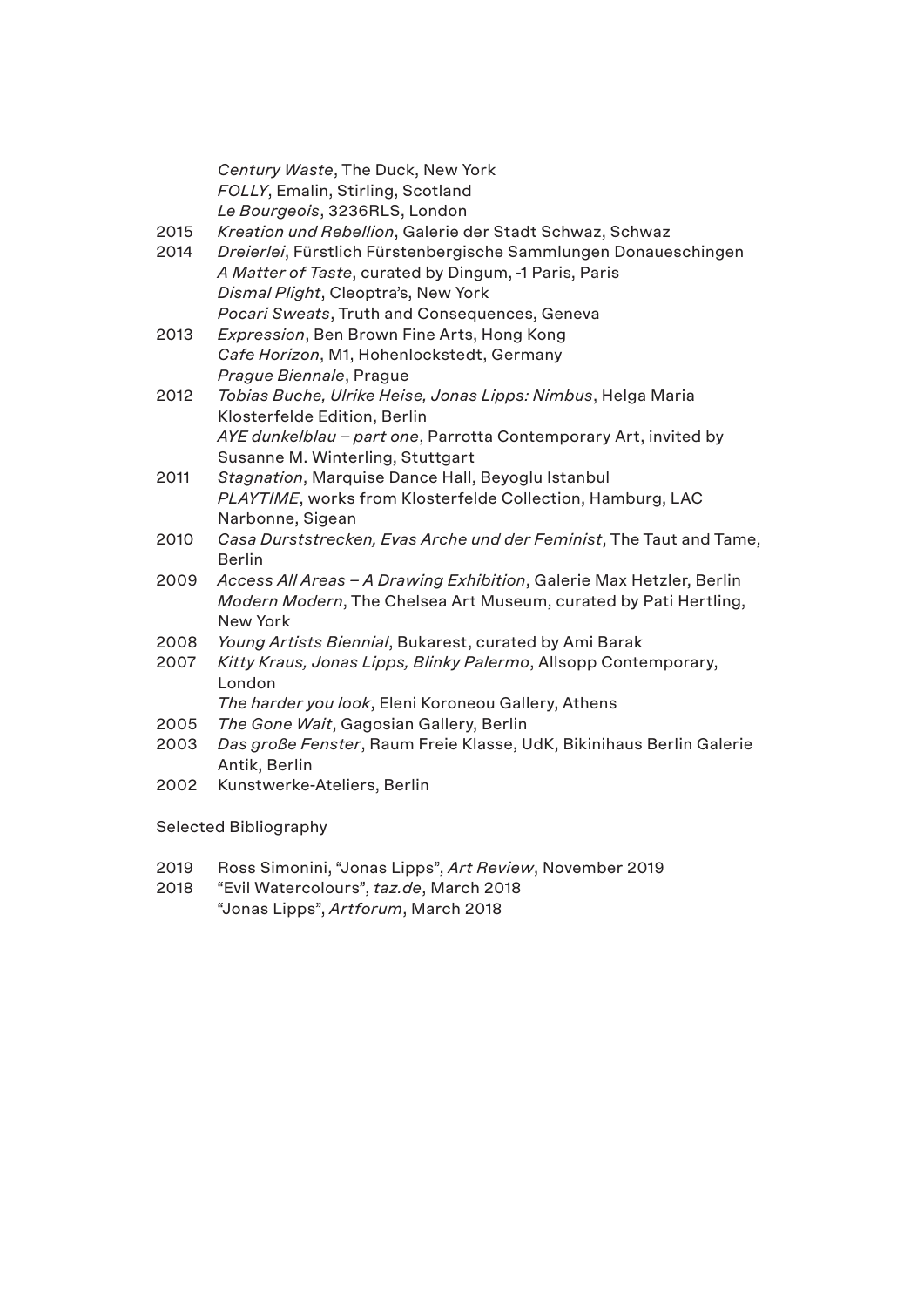*Century Waste*, The Duck, New York
*FOLLY*, Emalin, Stirling, Scotland
*Le Bourgeois*, 3236RLS, London

2015 *Kreation und Rebellion*, Galerie der Stadt Schwaz, Schwaz

2014 *Dreierlei*, Fürstlich Fürstenbergische Sammlungen Donaueschingen
*A Matter of Taste*, curated by Dingum, -1 Paris, Paris
*Dismal Plight*, Cleoptra's, New York
*Pocari Sweats*, Truth and Consequences, Geneva

2013 *Expression*, Ben Brown Fine Arts, Hong Kong
*Cafe Horizon*, M1, Hohenlockstedt, Germany
*Prague Biennale*, Prague

2012 *Tobias Buche, Ulrike Heise, Jonas Lipps: Nimbus*, Helga Maria Klosterfelde Edition, Berlin
*AYE dunkelblau – part one*, Parrotta Contemporary Art, invited by Susanne M. Winterling, Stuttgart

2011 *Stagnation*, Marquise Dance Hall, Beyoglu Istanbul
*PLAYTIME*, works from Klosterfelde Collection, Hamburg, LAC Narbonne, Sigean

2010 *Casa Durststrecken, Evas Arche und der Feminist*, The Taut and Tame, Berlin

2009 *Access All Areas – A Drawing Exhibition*, Galerie Max Hetzler, Berlin
*Modern Modern*, The Chelsea Art Museum, curated by Pati Hertling, New York

2008 *Young Artists Biennial*, Bukarest, curated by Ami Barak

2007 *Kitty Kraus, Jonas Lipps, Blinky Palermo*, Allsopp Contemporary, London
*The harder you look*, Eleni Koroneou Gallery, Athens

2005 *The Gone Wait*, Gagosian Gallery, Berlin

2003 *Das große Fenster*, Raum Freie Klasse, UdK, Bikinihaus Berlin Galerie Antik, Berlin

2002 Kunstwerke-Ateliers, Berlin

Selected Bibliography

2019 Ross Simonini, "Jonas Lipps", *Art Review*, November 2019

2018 "Evil Watercolours", *taz.de*, March 2018
"Jonas Lipps", *Artforum*, March 2018